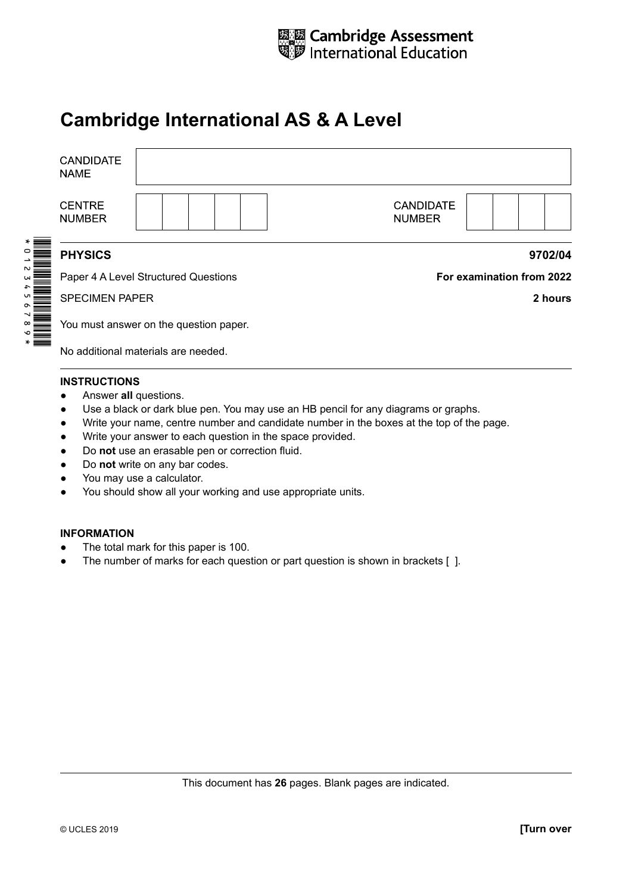Cambridge Assessment International Education

# Cambridge International AS & A Level

| CANDIDATE NAME | |
|---|---|

| CENTRE NUMBER | | CANDIDATE NUMBER | |
|---|---|---|---|

**PHYSICS** **9702/04**

Paper 4 A Level Structured Questions **For examination from 2022**

SPECIMEN PAPER **2 hours**

You must answer on the question paper.

No additional materials are needed.

**INSTRUCTIONS**

- Answer **all** questions.
- Use a black or dark blue pen. You may use an HB pencil for any diagrams or graphs.
- Write your name, centre number and candidate number in the boxes at the top of the page.
- Write your answer to each question in the space provided.
- Do **not** use an erasable pen or correction fluid.
- Do **not** write on any bar codes.
- You may use a calculator.
- You should show all your working and use appropriate units.

**INFORMATION**

- The total mark for this paper is 100.
- The number of marks for each question or part question is shown in brackets [ ].

This document has **26** pages. Blank pages are indicated.

© UCLES 2019 **[Turn over**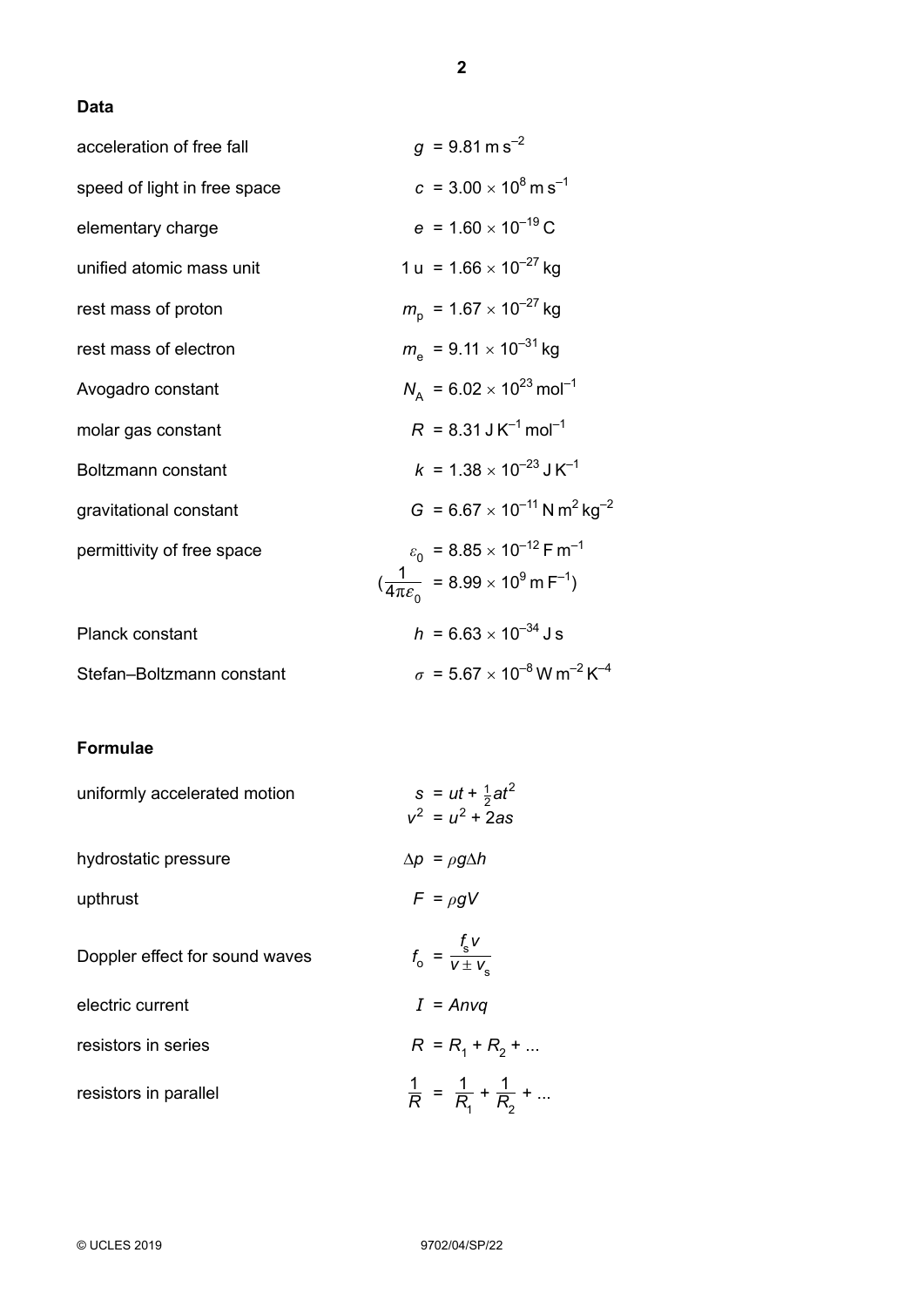## Data

| | |
|---|---|
| acceleration of free fall | $g = 9.81\ \text{m s}^{-2}$ |
| speed of light in free space | $c = 3.00 \times 10^{8}\ \text{m s}^{-1}$ |
| elementary charge | $e = 1.60 \times 10^{-19}\ \text{C}$ |
| unified atomic mass unit | $1\ \text{u} = 1.66 \times 10^{-27}\ \text{kg}$ |
| rest mass of proton | $m_p = 1.67 \times 10^{-27}\ \text{kg}$ |
| rest mass of electron | $m_e = 9.11 \times 10^{-31}\ \text{kg}$ |
| Avogadro constant | $N_A = 6.02 \times 10^{23}\ \text{mol}^{-1}$ |
| molar gas constant | $R = 8.31\ \text{J K}^{-1}\ \text{mol}^{-1}$ |
| Boltzmann constant | $k = 1.38 \times 10^{-23}\ \text{J K}^{-1}$ |
| gravitational constant | $G = 6.67 \times 10^{-11}\ \text{N m}^2\ \text{kg}^{-2}$ |
| permittivity of free space | $\varepsilon_0 = 8.85 \times 10^{-12}\ \text{F m}^{-1}$ <br> $(\frac{1}{4\pi\varepsilon_0} = 8.99 \times 10^{9}\ \text{m F}^{-1})$ |
| Planck constant | $h = 6.63 \times 10^{-34}\ \text{J s}$ |
| Stefan–Boltzmann constant | $\sigma = 5.67 \times 10^{-8}\ \text{W m}^{-2}\ \text{K}^{-4}$ |

## Formulae

| | |
|---|---|
| uniformly accelerated motion | $s = ut + \frac{1}{2}at^2$ <br> $v^2 = u^2 + 2as$ |
| hydrostatic pressure | $\Delta p = \rho g \Delta h$ |
| upthrust | $F = \rho g V$ |
| Doppler effect for sound waves | $f_o = \dfrac{f_s v}{v \pm v_s}$ |
| electric current | $I = Anvq$ |
| resistors in series | $R = R_1 + R_2 + \ldots$ |
| resistors in parallel | $\dfrac{1}{R} = \dfrac{1}{R_1} + \dfrac{1}{R_2} + \ldots$ |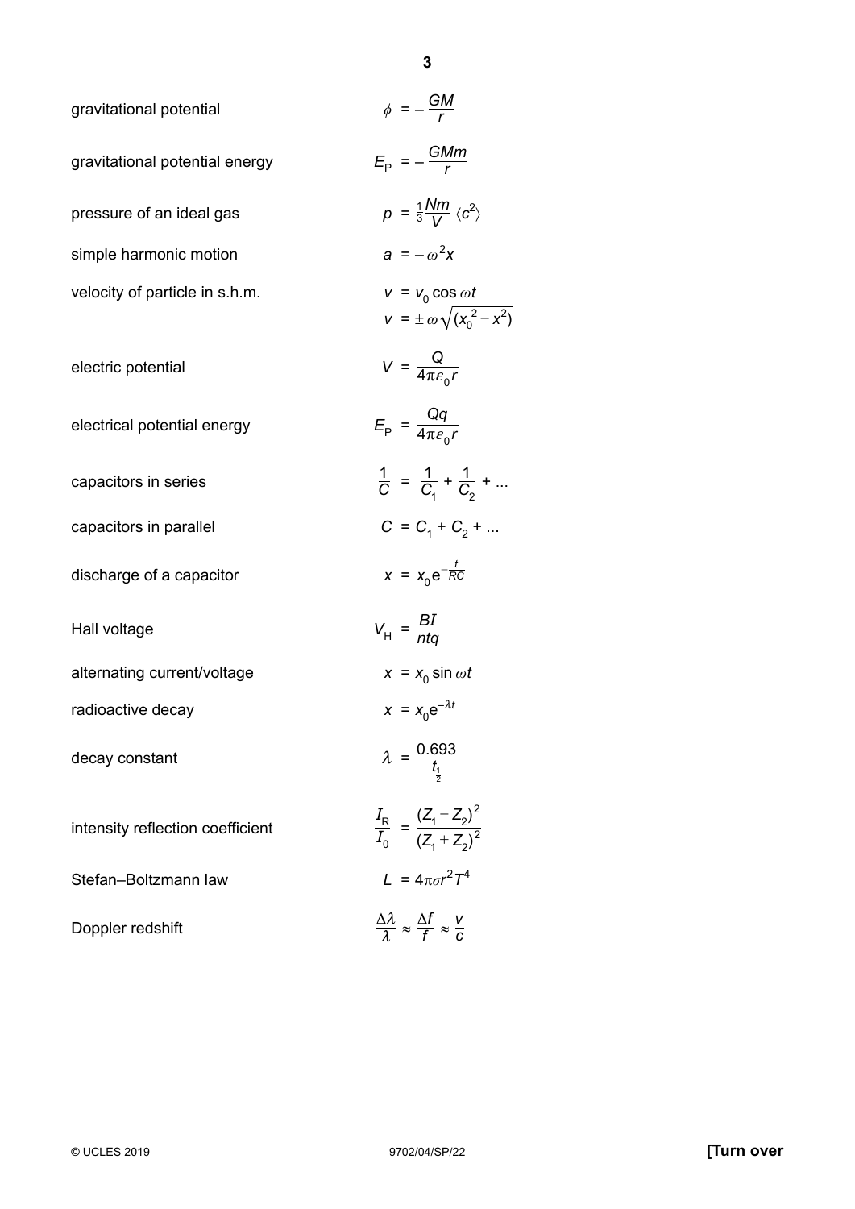| | |
|---|---|
| gravitational potential | $\phi = -\dfrac{GM}{r}$ |
| gravitational potential energy | $E_P = -\dfrac{GMm}{r}$ |
| pressure of an ideal gas | $p = \frac{1}{3}\dfrac{Nm}{V}\langle c^2 \rangle$ |
| simple harmonic motion | $a = -\omega^2 x$ |
| velocity of particle in s.h.m. | $v = v_0 \cos \omega t$ <br> $v = \pm \omega \sqrt{(x_0^{\,2} - x^2)}$ |
| electric potential | $V = \dfrac{Q}{4\pi\varepsilon_0 r}$ |
| electrical potential energy | $E_P = \dfrac{Qq}{4\pi\varepsilon_0 r}$ |
| capacitors in series | $\dfrac{1}{C} = \dfrac{1}{C_1} + \dfrac{1}{C_2} + ...$ |
| capacitors in parallel | $C = C_1 + C_2 + ...$ |
| discharge of a capacitor | $x = x_0 e^{-\frac{t}{RC}}$ |
| Hall voltage | $V_H = \dfrac{BI}{ntq}$ |
| alternating current/voltage | $x = x_0 \sin \omega t$ |
| radioactive decay | $x = x_0 e^{-\lambda t}$ |
| decay constant | $\lambda = \dfrac{0.693}{t_{\frac{1}{2}}}$ |
| intensity reflection coefficient | $\dfrac{I_R}{I_0} = \dfrac{(Z_1 - Z_2)^2}{(Z_1 + Z_2)^2}$ |
| Stefan–Boltzmann law | $L = 4\pi\sigma r^2 T^4$ |
| Doppler redshift | $\dfrac{\Delta\lambda}{\lambda} \approx \dfrac{\Delta f}{f} \approx \dfrac{v}{c}$ |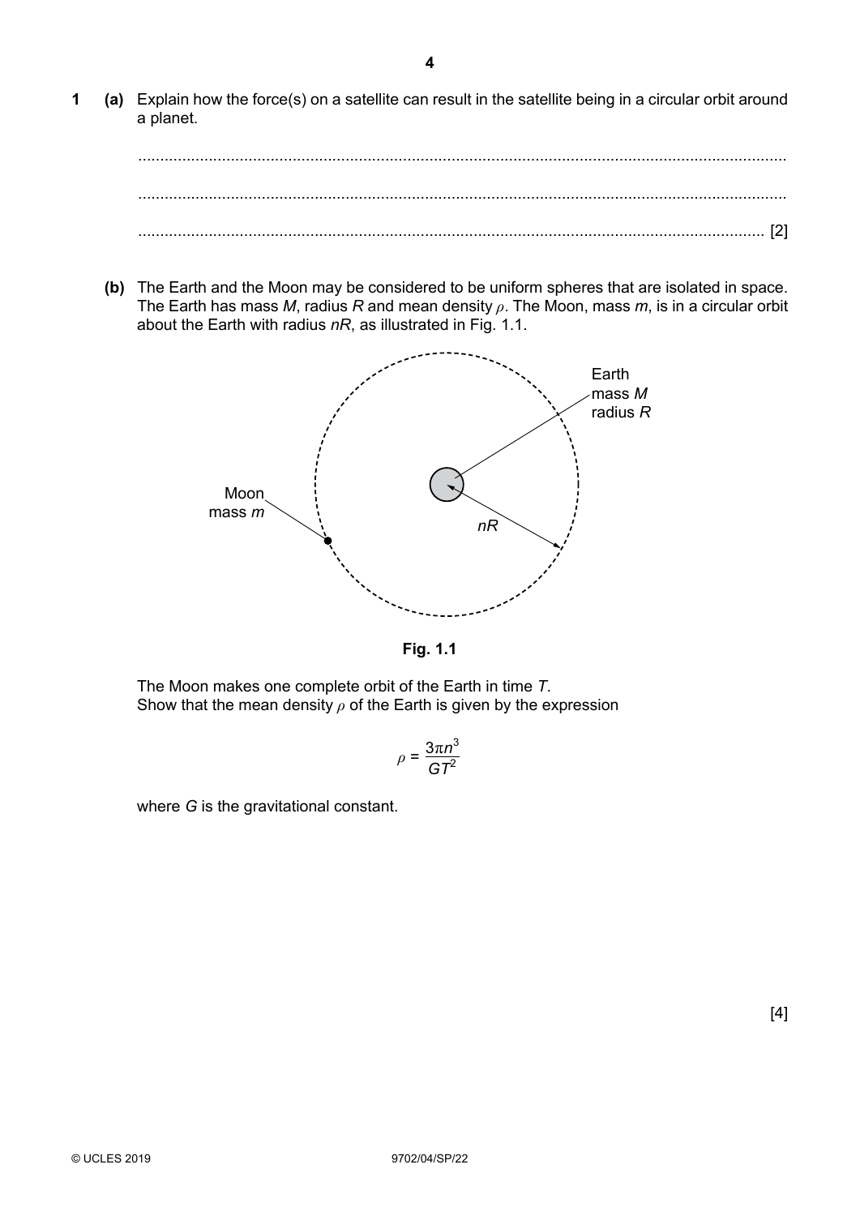**1** **(a)** Explain how the force(s) on a satellite can result in the satellite being in a circular orbit around a planet.

..........................................................................................................................................

..........................................................................................................................................

.................................................................................................................................... [2]

**(b)** The Earth and the Moon may be considered to be uniform spheres that are isolated in space. The Earth has mass $M$, radius $R$ and mean density $\rho$. The Moon, mass $m$, is in a circular orbit about the Earth with radius $nR$, as illustrated in Fig. 1.1.

**Fig. 1.1**

The Moon makes one complete orbit of the Earth in time $T$.
Show that the mean density $\rho$ of the Earth is given by the expression

$$\rho = \frac{3\pi n^3}{GT^2}$$

where $G$ is the gravitational constant.

[4]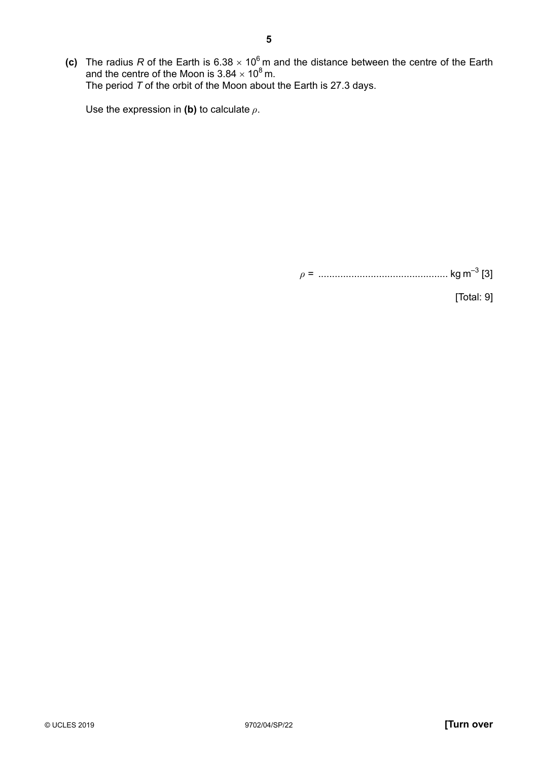**(c)** The radius $R$ of the Earth is $6.38 \times 10^6$ m and the distance between the centre of the Earth and the centre of the Moon is $3.84 \times 10^8$ m.
The period $T$ of the orbit of the Moon about the Earth is 27.3 days.

Use the expression in **(b)** to calculate $\rho$.

$\rho$ = ............................................... kg m$^{-3}$ [3]

[Total: 9]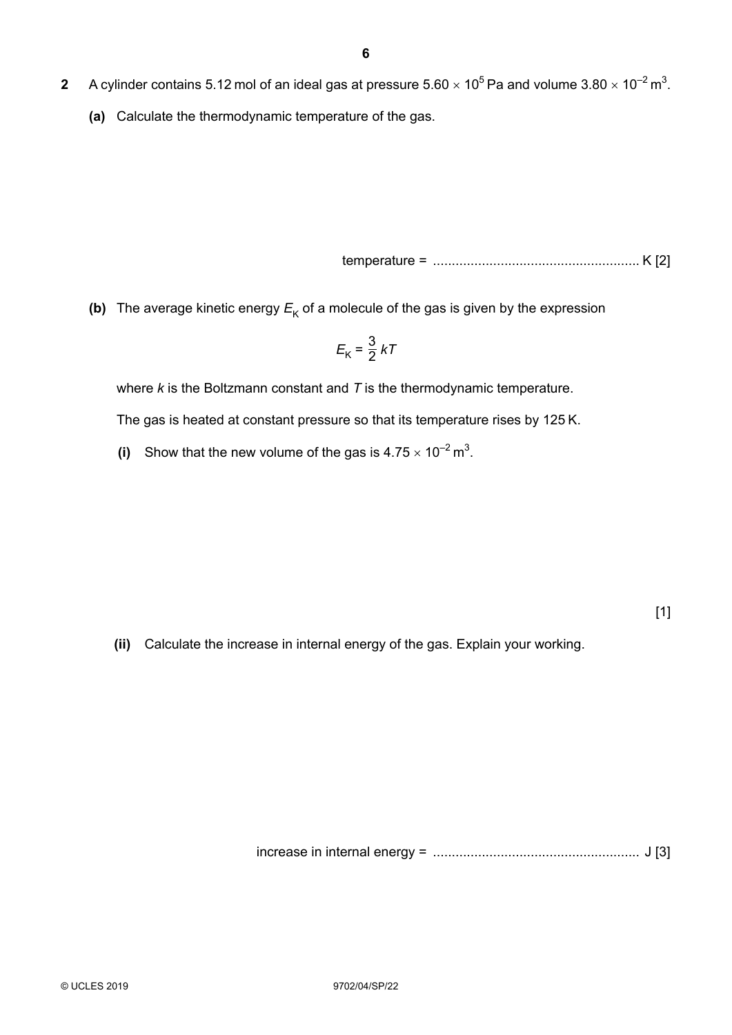**2** A cylinder contains 5.12 mol of an ideal gas at pressure $5.60 \times 10^5$ Pa and volume $3.80 \times 10^{-2}$ m$^3$.

**(a)** Calculate the thermodynamic temperature of the gas.

temperature = ....................................................... K [2]

**(b)** The average kinetic energy $E_K$ of a molecule of the gas is given by the expression

$$E_K = \frac{3}{2}kT$$

where $k$ is the Boltzmann constant and $T$ is the thermodynamic temperature.

The gas is heated at constant pressure so that its temperature rises by 125 K.

**(i)** Show that the new volume of the gas is $4.75 \times 10^{-2}$ m$^3$.

[1]

**(ii)** Calculate the increase in internal energy of the gas. Explain your working.

increase in internal energy = ....................................................... J [3]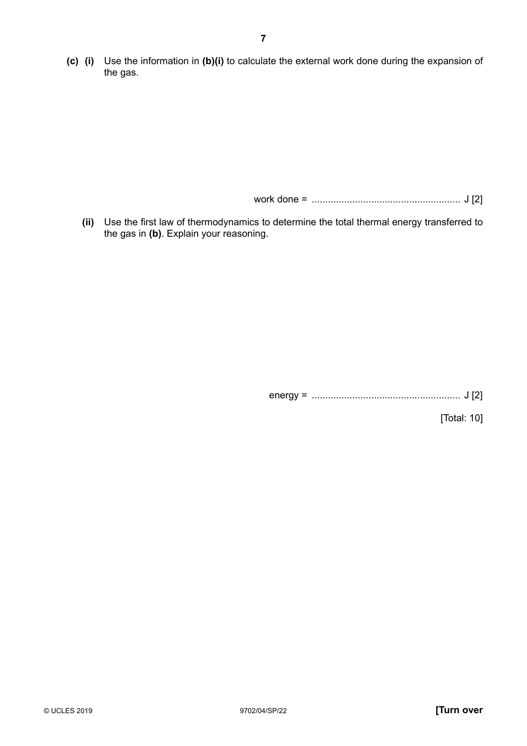**(c) (i)** Use the information in **(b)(i)** to calculate the external work done during the expansion of the gas.

work done = ...................................................... J [2]

**(ii)** Use the first law of thermodynamics to determine the total thermal energy transferred to the gas in **(b)**. Explain your reasoning.

energy = ...................................................... J [2]

[Total: 10]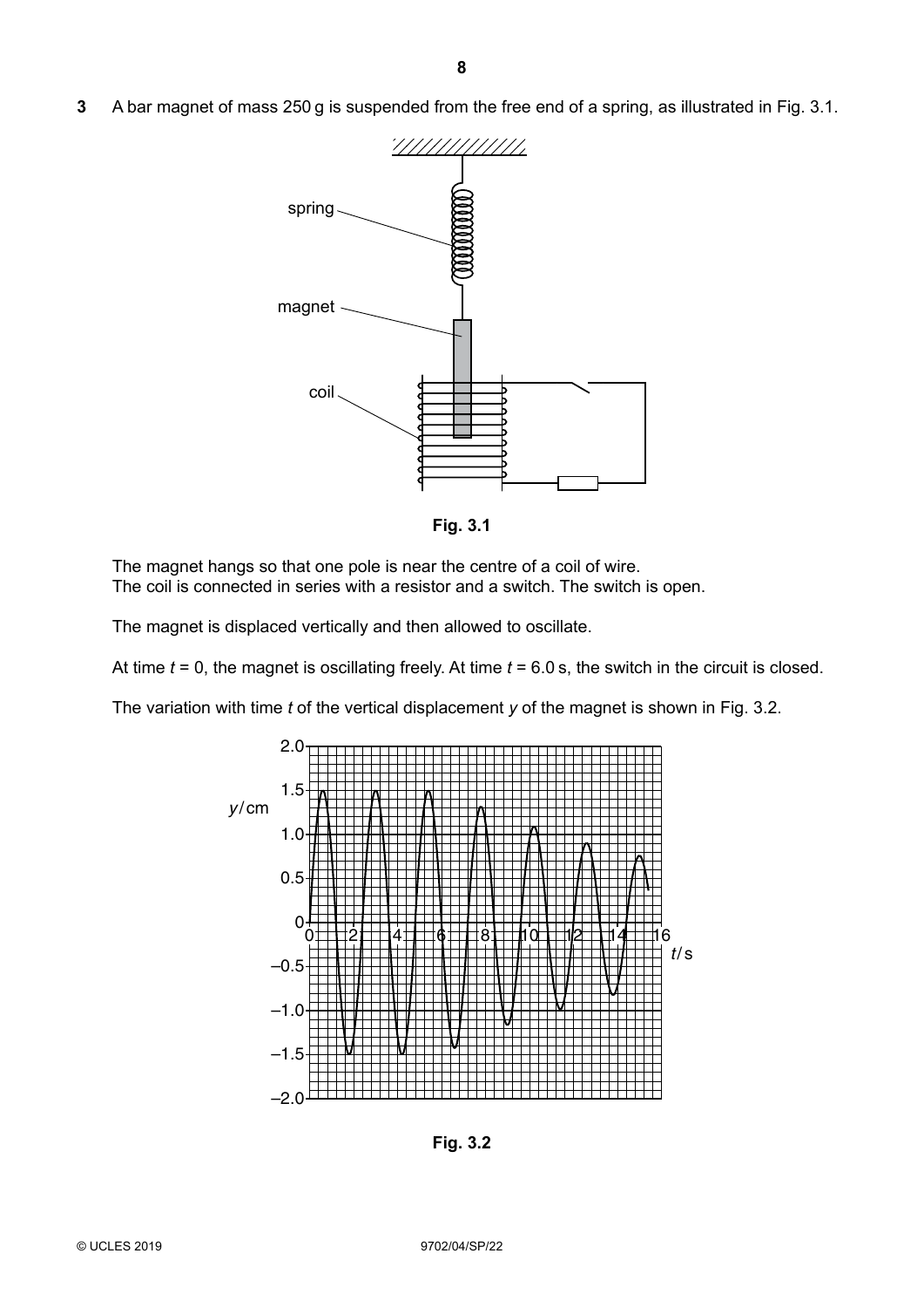**3** A bar magnet of mass 250 g is suspended from the free end of a spring, as illustrated in Fig. 3.1.

Fig. 3.1

The magnet hangs so that one pole is near the centre of a coil of wire.
The coil is connected in series with a resistor and a switch. The switch is open.

The magnet is displaced vertically and then allowed to oscillate.

At time $t$ = 0, the magnet is oscillating freely. At time $t$ = 6.0 s, the switch in the circuit is closed.

The variation with time $t$ of the vertical displacement $y$ of the magnet is shown in Fig. 3.2.

Fig. 3.2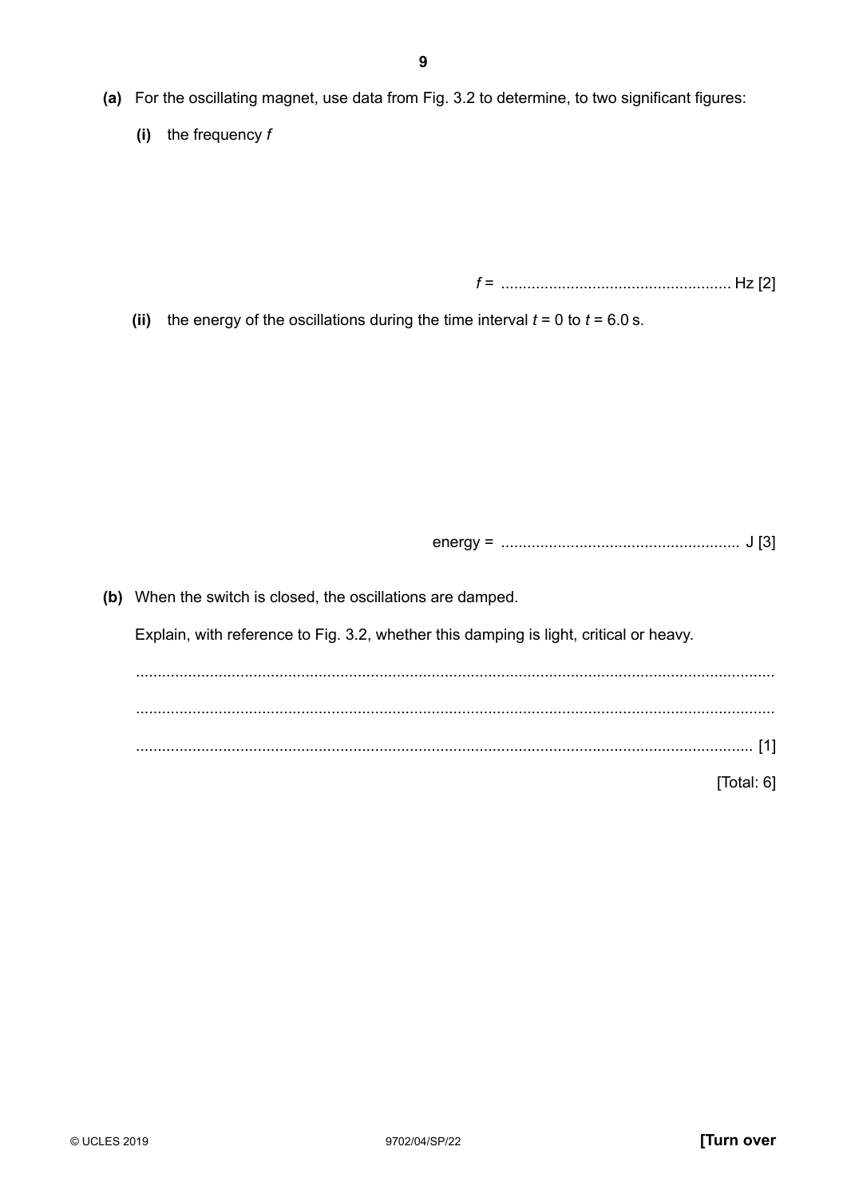**(a)** For the oscillating magnet, use data from Fig. 3.2 to determine, to two significant figures:

**(i)** the frequency $f$

$f$ = ..................................................... Hz [2]

**(ii)** the energy of the oscillations during the time interval $t = 0$ to $t = 6.0$ s.

energy = ....................................................... J [3]

**(b)** When the switch is closed, the oscillations are damped.

Explain, with reference to Fig. 3.2, whether this damping is light, critical or heavy.

...................................................................................................................................

...................................................................................................................................

............................................................................................................................. [1]

[Total: 6]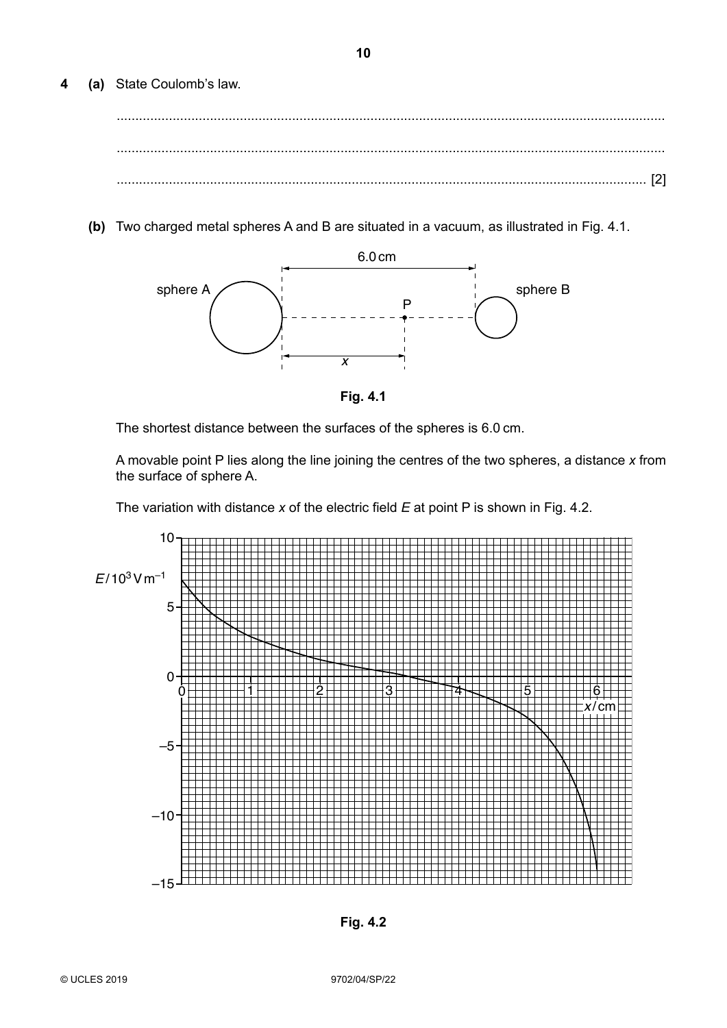**4** **(a)** State Coulomb's law.

..........................................................................................................................................

..........................................................................................................................................

.................................................................................................................................... [2]

**(b)** Two charged metal spheres A and B are situated in a vacuum, as illustrated in Fig. 4.1.

**Fig. 4.1**

The shortest distance between the surfaces of the spheres is 6.0 cm.

A movable point P lies along the line joining the centres of the two spheres, a distance $x$ from the surface of sphere A.

The variation with distance $x$ of the electric field $E$ at point P is shown in Fig. 4.2.

**Fig. 4.2**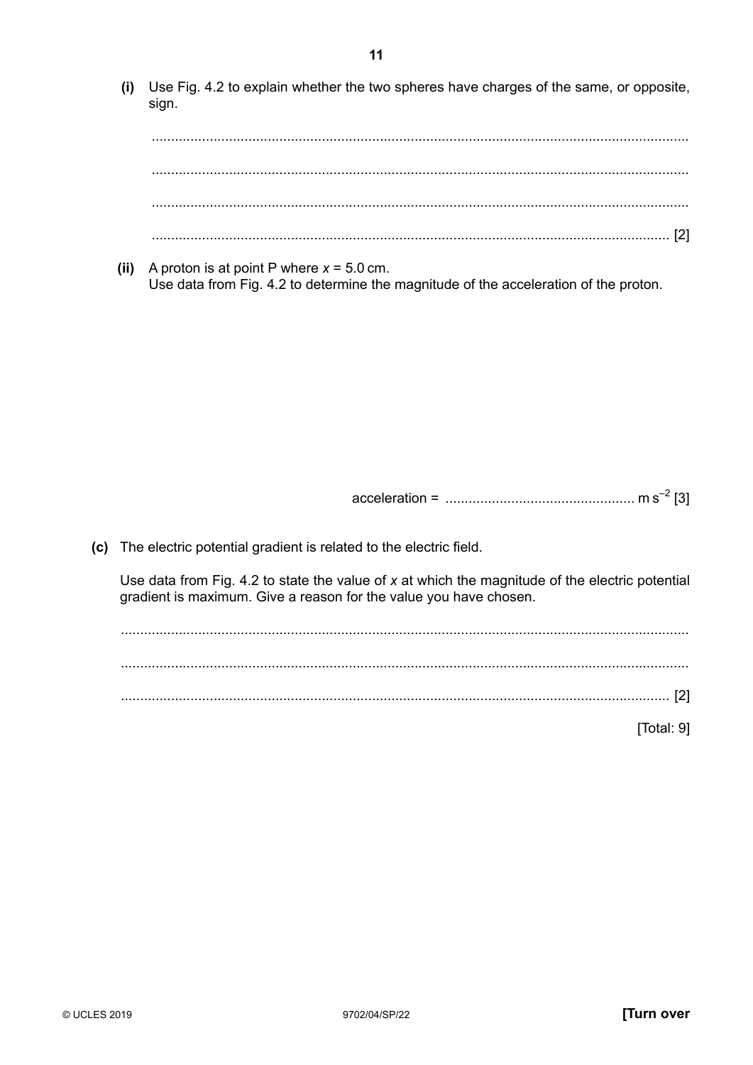**(i)** Use Fig. 4.2 to explain whether the two spheres have charges of the same, or opposite, sign.

..........................................................................................................................................

..........................................................................................................................................

..........................................................................................................................................

.................................................................................................................................... [2]

**(ii)** A proton is at point P where $x = 5.0$ cm.
Use data from Fig. 4.2 to determine the magnitude of the acceleration of the proton.

acceleration = ................................................ m s$^{-2}$ [3]

**(c)** The electric potential gradient is related to the electric field.

Use data from Fig. 4.2 to state the value of $x$ at which the magnitude of the electric potential gradient is maximum. Give a reason for the value you have chosen.

..........................................................................................................................................

..........................................................................................................................................

.................................................................................................................................... [2]

[Total: 9]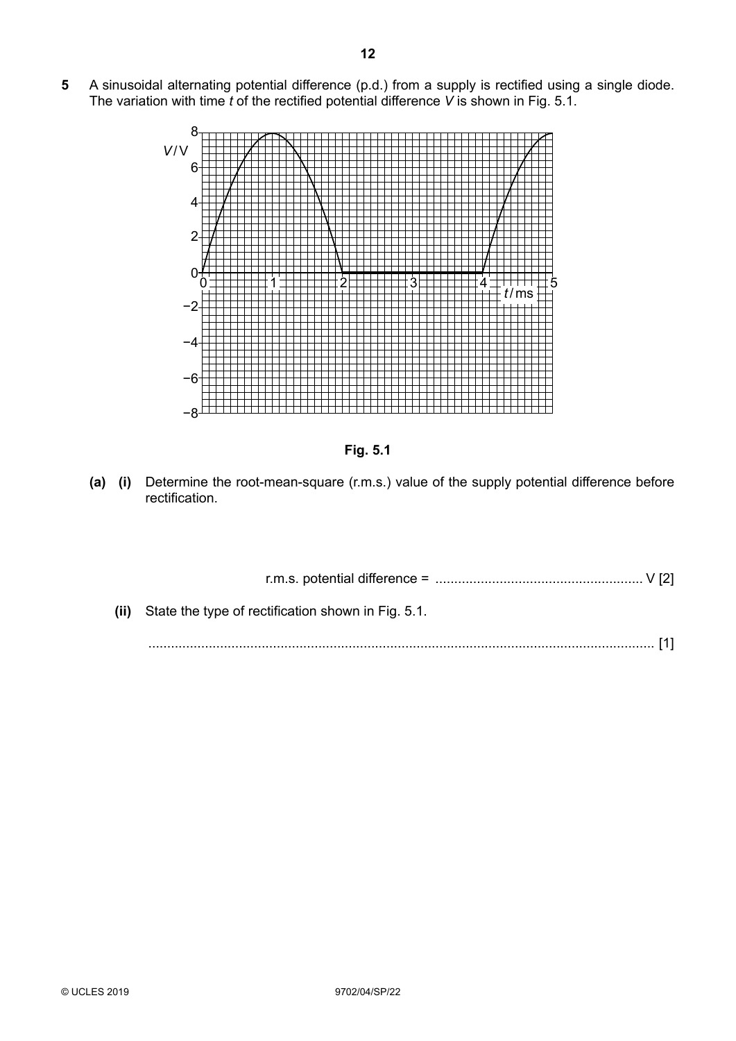**5** A sinusoidal alternating potential difference (p.d.) from a supply is rectified using a single diode. The variation with time $t$ of the rectified potential difference $V$ is shown in Fig. 5.1.

**Fig. 5.1**

**(a) (i)** Determine the root-mean-square (r.m.s.) value of the supply potential difference before rectification.

r.m.s. potential difference = ....................................................... V [2]

**(ii)** State the type of rectification shown in Fig. 5.1.

........................................................................................................................................ [1]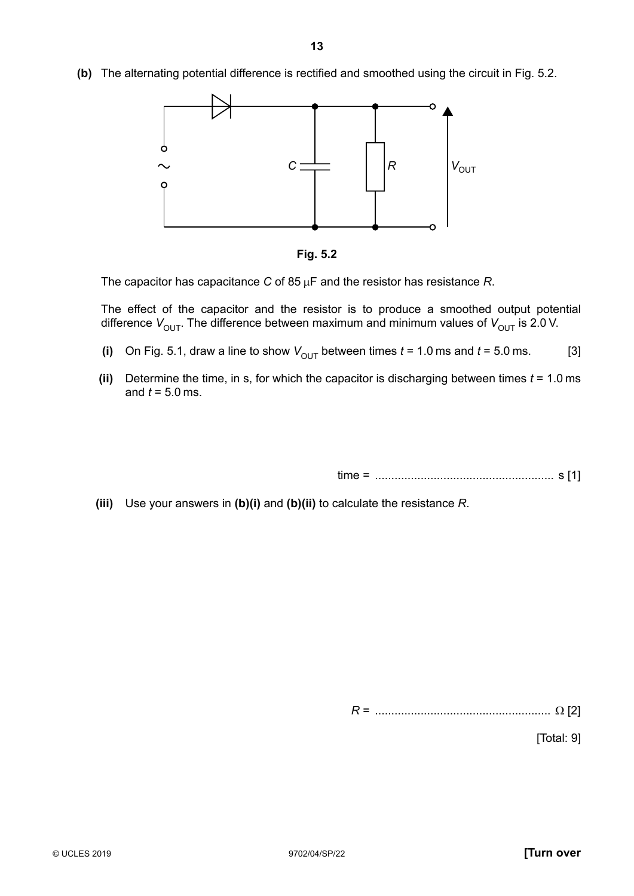**(b)** The alternating potential difference is rectified and smoothed using the circuit in Fig. 5.2.

**Fig. 5.2**

The capacitor has capacitance $C$ of 85 μF and the resistor has resistance $R$.

The effect of the capacitor and the resistor is to produce a smoothed output potential difference $V_{OUT}$. The difference between maximum and minimum values of $V_{OUT}$ is 2.0 V.

**(i)** On Fig. 5.1, draw a line to show $V_{OUT}$ between times $t$ = 1.0 ms and $t$ = 5.0 ms. [3]

**(ii)** Determine the time, in s, for which the capacitor is discharging between times $t$ = 1.0 ms and $t$ = 5.0 ms.

time = ...................................................... s [1]

**(iii)** Use your answers in **(b)(i)** and **(b)(ii)** to calculate the resistance $R$.

$R$ = ...................................................... Ω [2]

[Total: 9]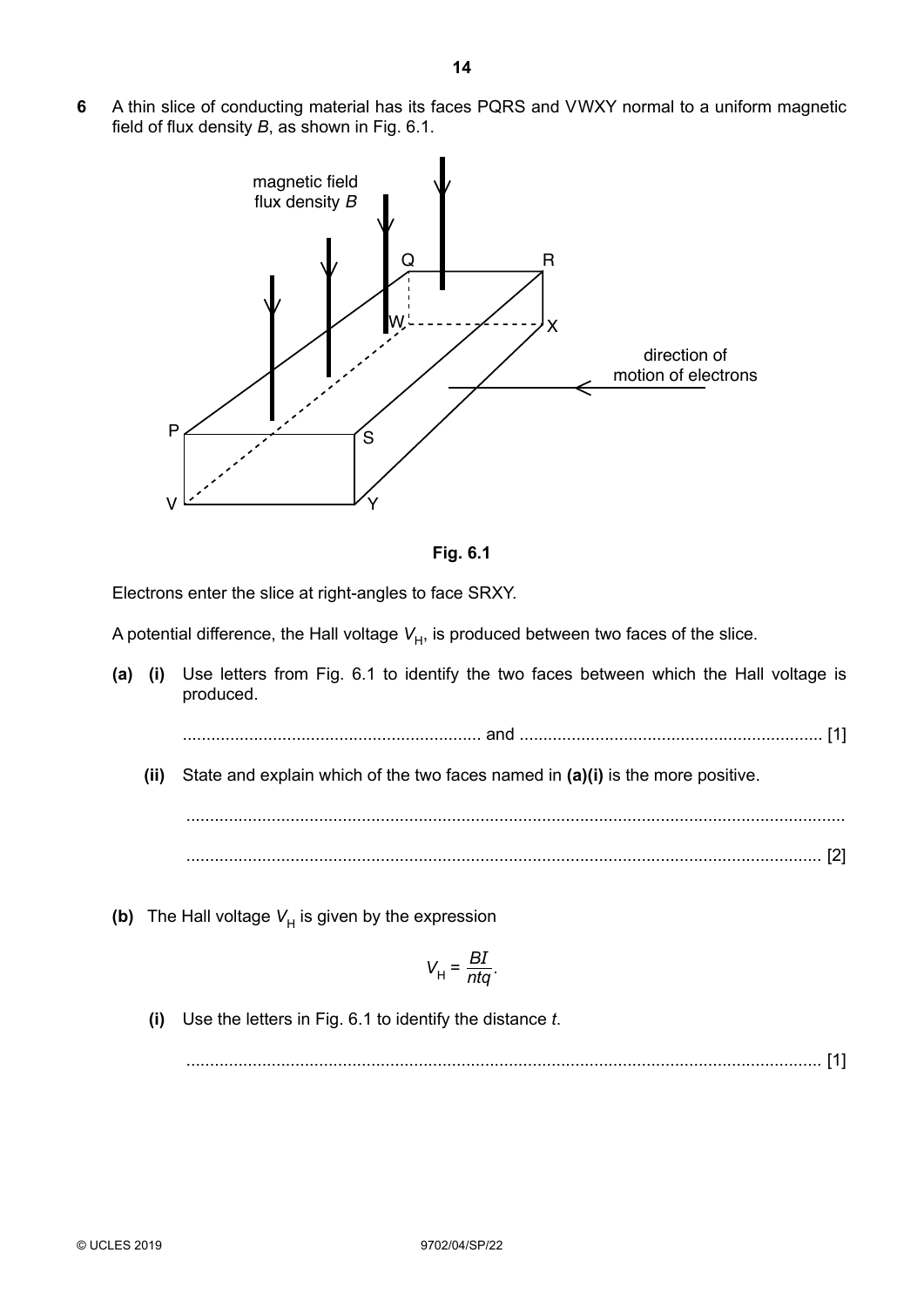**6** A thin slice of conducting material has its faces PQRS and VWXY normal to a uniform magnetic field of flux density $B$, as shown in Fig. 6.1.

**Fig. 6.1**

Electrons enter the slice at right-angles to face SRXY.

A potential difference, the Hall voltage $V_H$, is produced between two faces of the slice.

**(a) (i)** Use letters from Fig. 6.1 to identify the two faces between which the Hall voltage is produced.

.............................................................. and .............................................................. [1]

**(ii)** State and explain which of the two faces named in **(a)(i)** is the more positive.

..........................................................................................................................................

..................................................................................................................................... [2]

**(b)** The Hall voltage $V_H$ is given by the expression

$$V_H = \frac{BI}{ntq}.$$

**(i)** Use the letters in Fig. 6.1 to identify the distance $t$.

..................................................................................................................................... [1]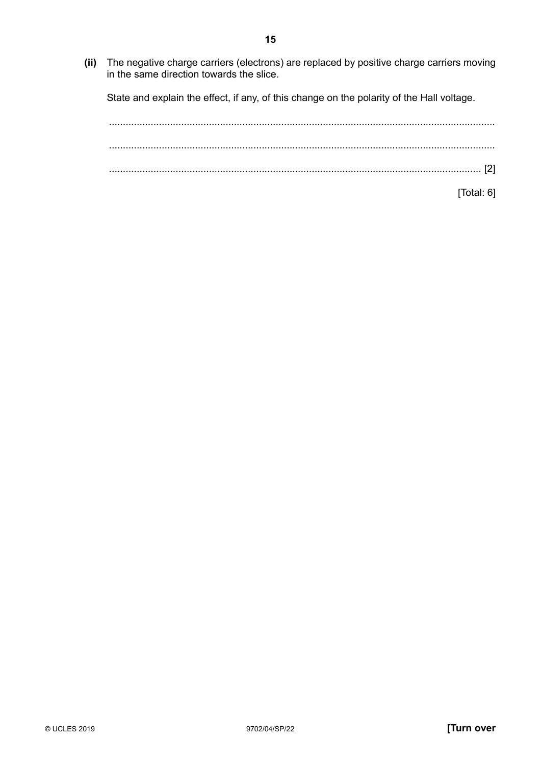**(ii)** The negative charge carriers (electrons) are replaced by positive charge carriers moving in the same direction towards the slice.

State and explain the effect, if any, of this change on the polarity of the Hall voltage.

...........................................................................................................................................

...........................................................................................................................................

...................................................................................................................................... [2]

[Total: 6]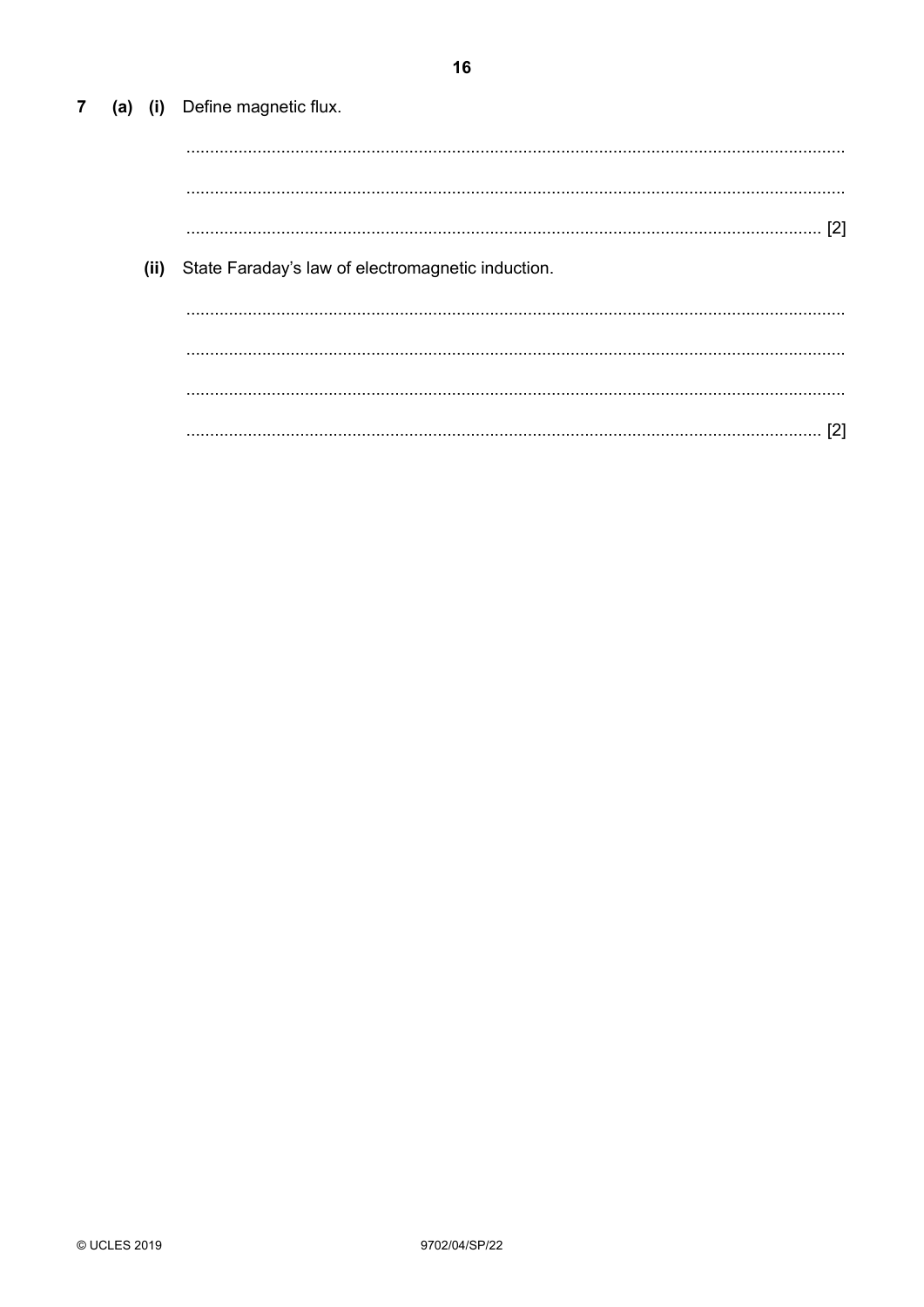7 (a) (i) Define magnetic flux.

..........................................................................................................................................

..........................................................................................................................................

.................................................................................................................................... [2]

(ii) State Faraday's law of electromagnetic induction.

..........................................................................................................................................

..........................................................................................................................................

..........................................................................................................................................

.................................................................................................................................... [2]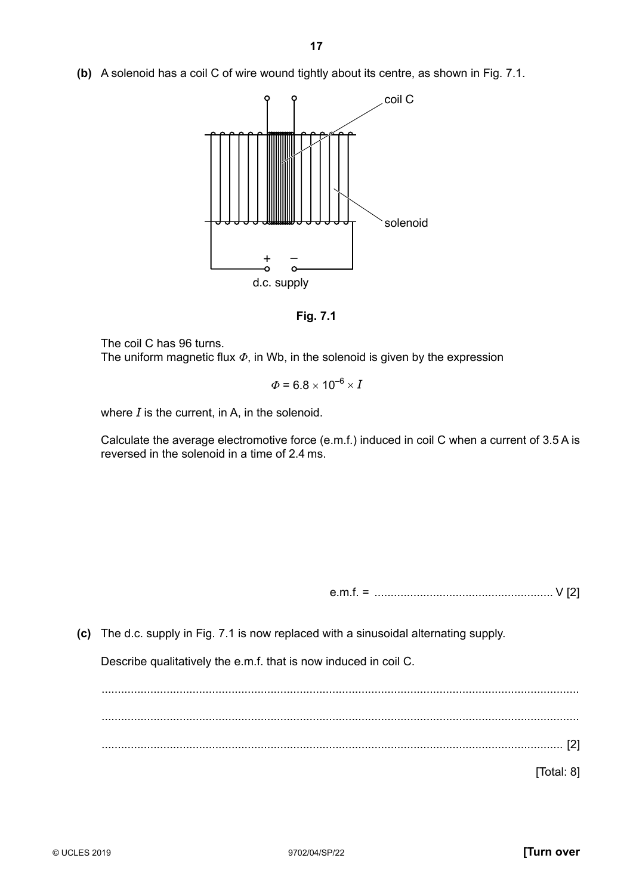**(b)** A solenoid has a coil C of wire wound tightly about its centre, as shown in Fig. 7.1.

Fig. 7.1

The coil C has 96 turns.
The uniform magnetic flux $\Phi$, in Wb, in the solenoid is given by the expression

$$\Phi = 6.8 \times 10^{-6} \times I$$

where $I$ is the current, in A, in the solenoid.

Calculate the average electromotive force (e.m.f.) induced in coil C when a current of 3.5 A is reversed in the solenoid in a time of 2.4 ms.

e.m.f. = ....................................................... V [2]

**(c)** The d.c. supply in Fig. 7.1 is now replaced with a sinusoidal alternating supply.

Describe qualitatively the e.m.f. that is now induced in coil C.

...................................................................................................................................

...................................................................................................................................

............................................................................................................................. [2]

[Total: 8]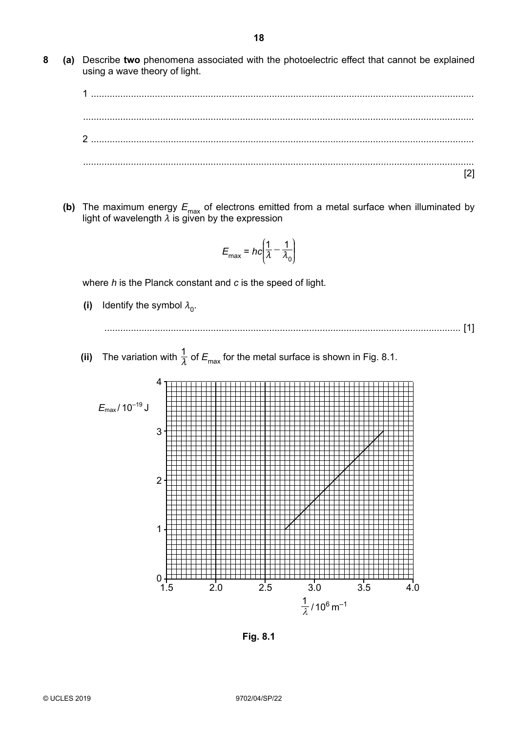**8** **(a)** Describe **two** phenomena associated with the photoelectric effect that cannot be explained using a wave theory of light.

1 ..........................................................................................................................................

..........................................................................................................................................

2 ..........................................................................................................................................

.......................................................................................................................................... [2]

**(b)** The maximum energy $E_{max}$ of electrons emitted from a metal surface when illuminated by light of wavelength $\lambda$ is given by the expression

$$E_{max} = hc\left(\frac{1}{\lambda} - \frac{1}{\lambda_0}\right)$$

where $h$ is the Planck constant and $c$ is the speed of light.

**(i)** Identify the symbol $\lambda_0$.

.......................................................................................................................................... [1]

**(ii)** The variation with $\frac{1}{\lambda}$ of $E_{max}$ for the metal surface is shown in Fig. 8.1.

**Fig. 8.1**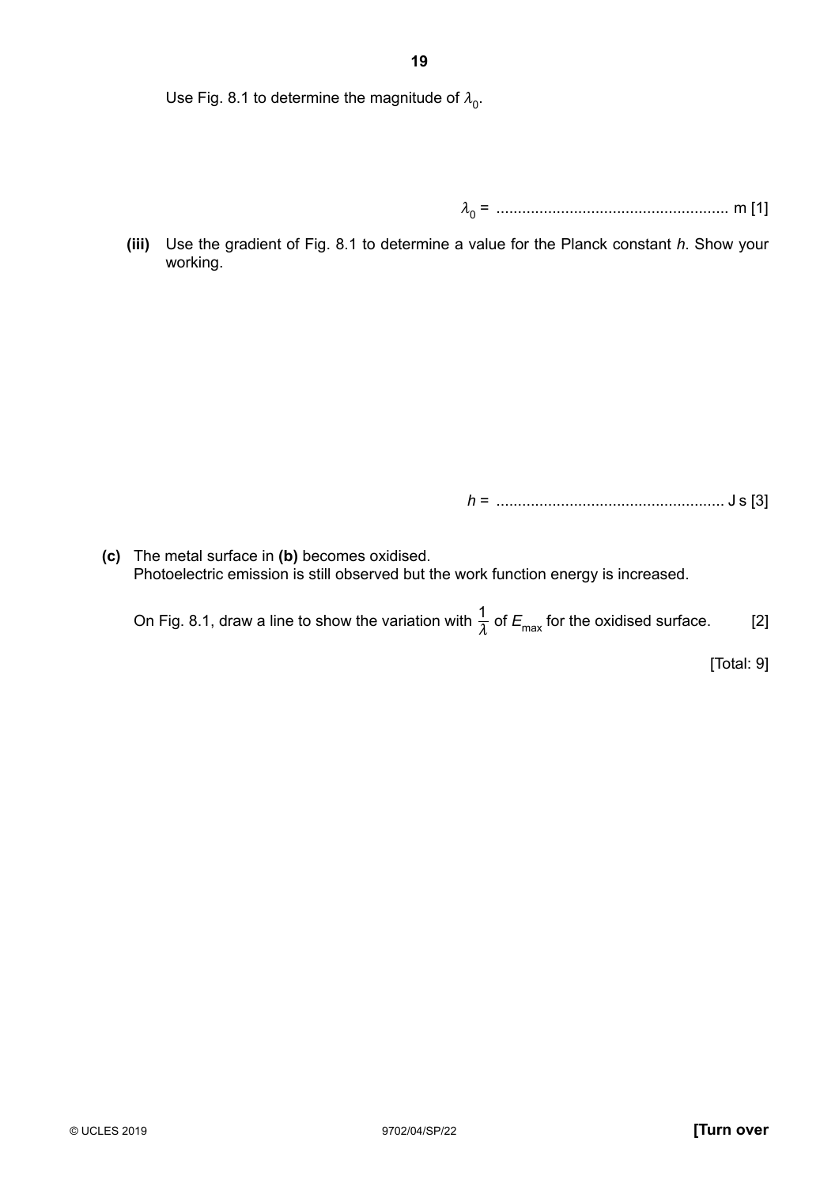Use Fig. 8.1 to determine the magnitude of $\lambda_0$.

$\lambda_0$ = ...................................................... m [1]

**(iii)** Use the gradient of Fig. 8.1 to determine a value for the Planck constant *h*. Show your working.

*h* = ...................................................... J s [3]

**(c)** The metal surface in **(b)** becomes oxidised.
Photoelectric emission is still observed but the work function energy is increased.

On Fig. 8.1, draw a line to show the variation with $\frac{1}{\lambda}$ of $E_{max}$ for the oxidised surface. [2]

[Total: 9]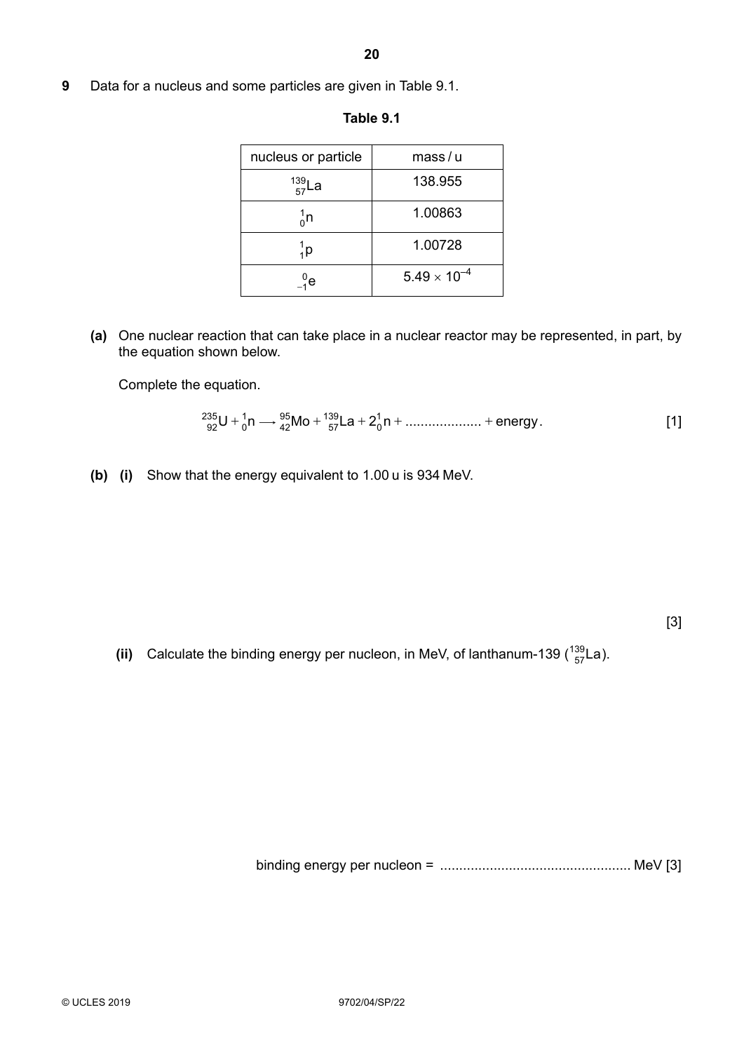**9** Data for a nucleus and some particles are given in Table 9.1.

**Table 9.1**

| nucleus or particle | mass / u |
|---|---|
| $^{139}_{57}\text{La}$ | 138.955 |
| $^{1}_{0}\text{n}$ | 1.00863 |
| $^{1}_{1}\text{p}$ | 1.00728 |
| $^{0}_{-1}\text{e}$ | $5.49 \times 10^{-4}$ |

**(a)** One nuclear reaction that can take place in a nuclear reactor may be represented, in part, by the equation shown below.

Complete the equation.

$$^{235}_{92}\text{U} + ^{1}_{0}\text{n} \longrightarrow ^{95}_{42}\text{Mo} + ^{139}_{57}\text{La} + 2^{1}_{0}\text{n} + \ldots\ldots\ldots\ldots\ldots\ldots + \text{energy}.$$ [1]

**(b) (i)** Show that the energy equivalent to 1.00 u is 934 MeV.

[3]

**(ii)** Calculate the binding energy per nucleon, in MeV, of lanthanum-139 ($^{139}_{57}\text{La}$).

binding energy per nucleon = .................................................. MeV [3]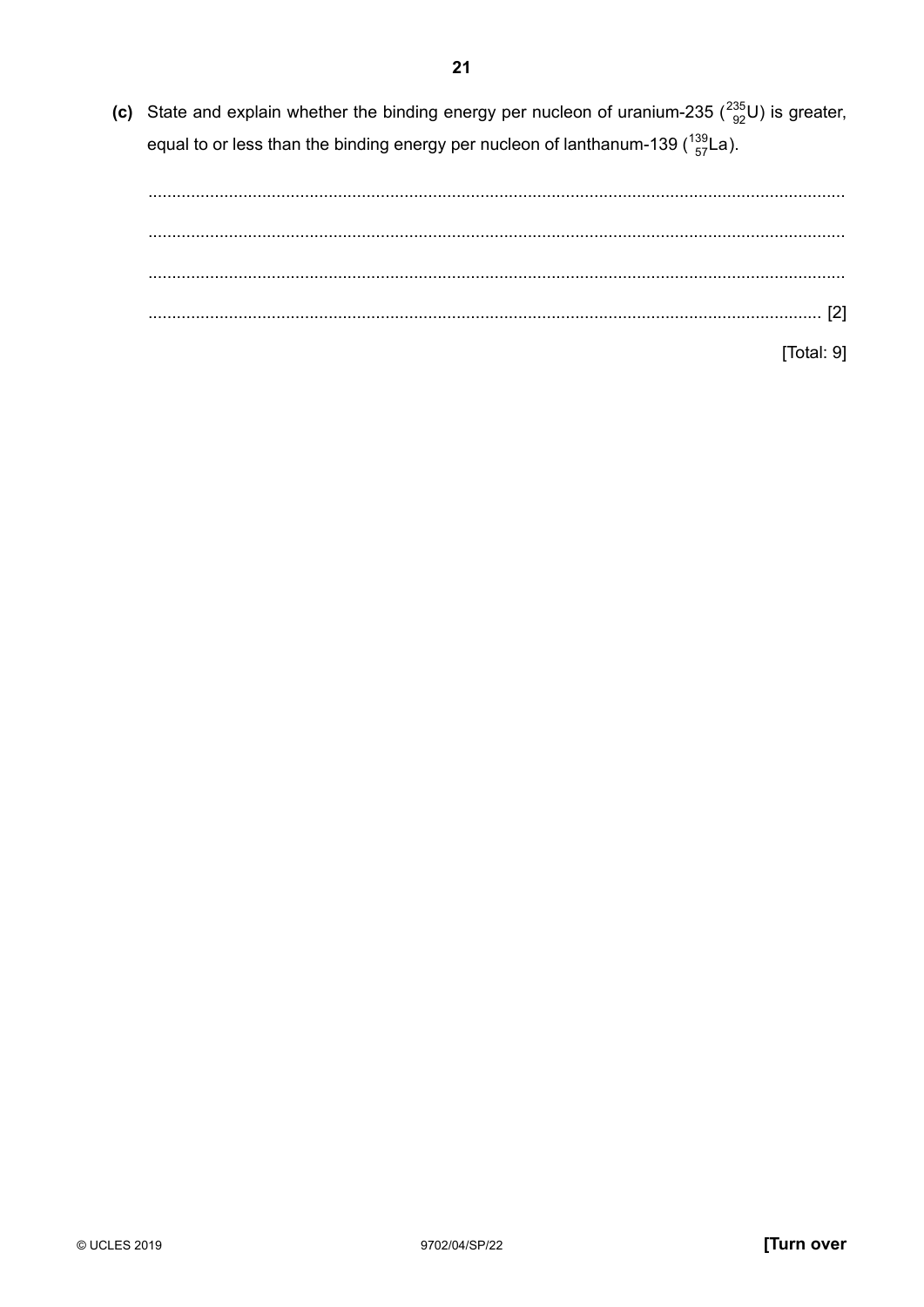**(c)** State and explain whether the binding energy per nucleon of uranium-235 ($^{235}_{92}\text{U}$) is greater, equal to or less than the binding energy per nucleon of lanthanum-139 ($^{139}_{57}\text{La}$).

..................................................................................................................................................

..................................................................................................................................................

..................................................................................................................................................

.......................................................................................................................................... [2]

[Total: 9]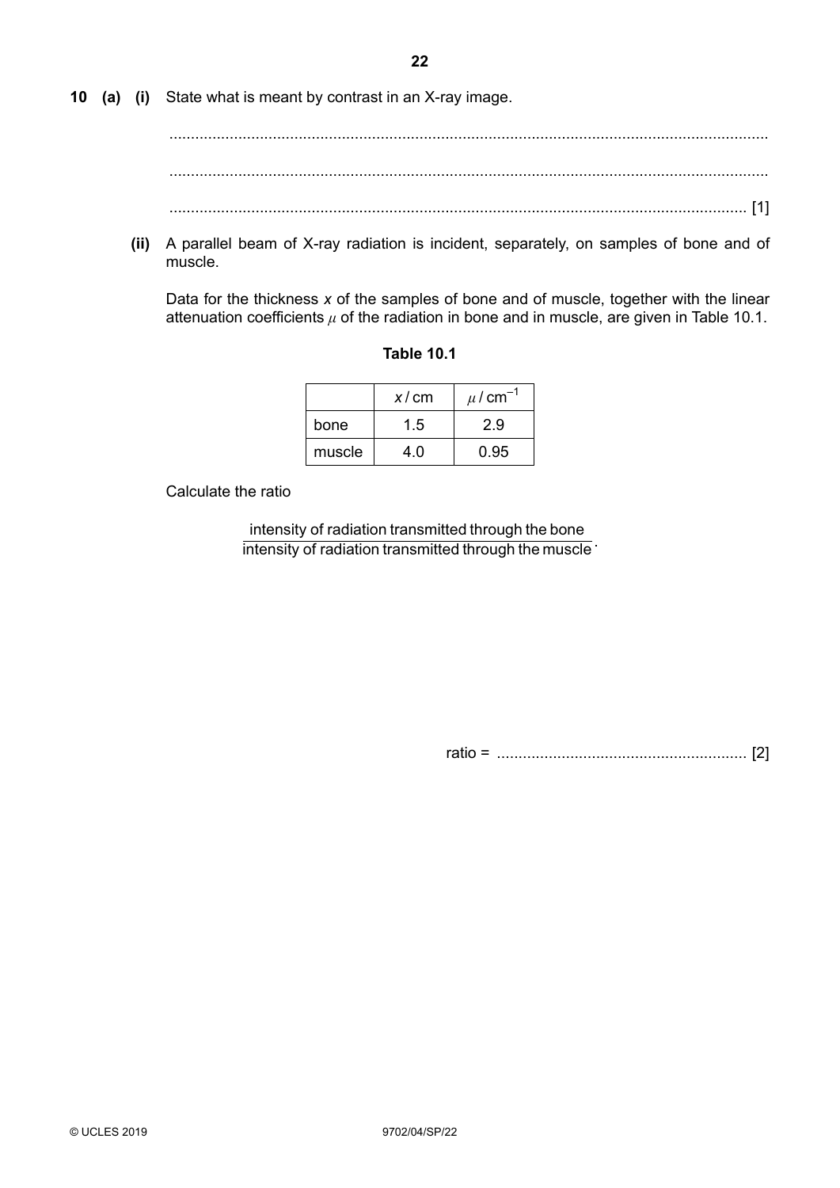**10 (a) (i)** State what is meant by contrast in an X-ray image.

..........................................................................................................................................

..........................................................................................................................................

..................................................................................................................................... [1]

**(ii)** A parallel beam of X-ray radiation is incident, separately, on samples of bone and of muscle.

Data for the thickness $x$ of the samples of bone and of muscle, together with the linear attenuation coefficients $\mu$ of the radiation in bone and in muscle, are given in Table 10.1.

**Table 10.1**

| | $x$ / cm | $\mu$ / $cm^{-1}$ |
|---|---|---|
| bone | 1.5 | 2.9 |
| muscle | 4.0 | 0.95 |

Calculate the ratio

$$\frac{\text{intensity of radiation transmitted through the bone}}{\text{intensity of radiation transmitted through the muscle}}.$$

ratio = .......................................................... [2]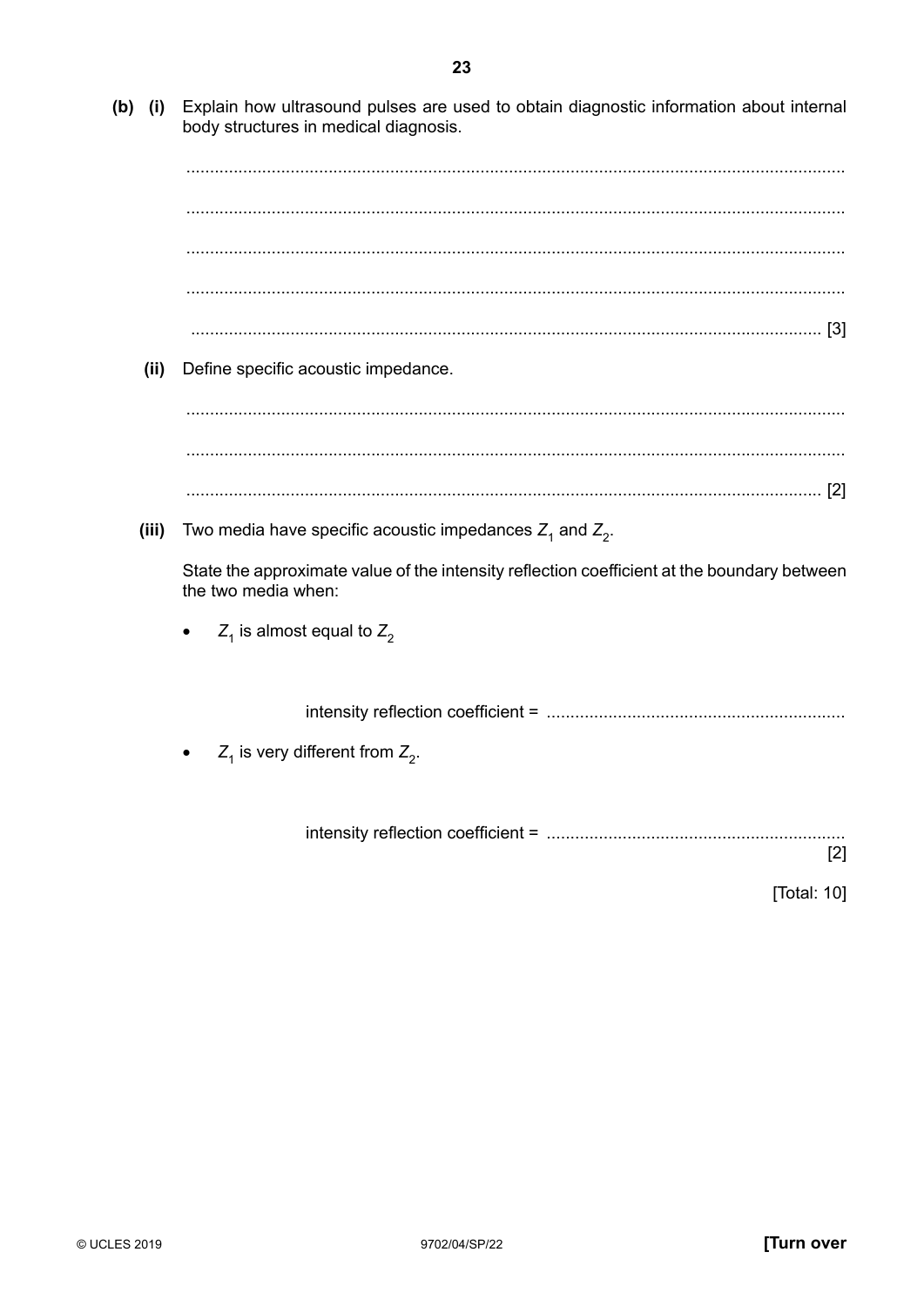**(b) (i)** Explain how ultrasound pulses are used to obtain diagnostic information about internal body structures in medical diagnosis.

..........................................................................................................................................

..........................................................................................................................................

..........................................................................................................................................

..........................................................................................................................................

.................................................................................................................................... [3]

**(ii)** Define specific acoustic impedance.

..........................................................................................................................................

..........................................................................................................................................

.................................................................................................................................... [2]

**(iii)** Two media have specific acoustic impedances $Z_1$ and $Z_2$.

State the approximate value of the intensity reflection coefficient at the boundary between the two media when:

- $Z_1$ is almost equal to $Z_2$

intensity reflection coefficient = ..............................................................

- $Z_1$ is very different from $Z_2$.

intensity reflection coefficient = ..............................................................
[2]

[Total: 10]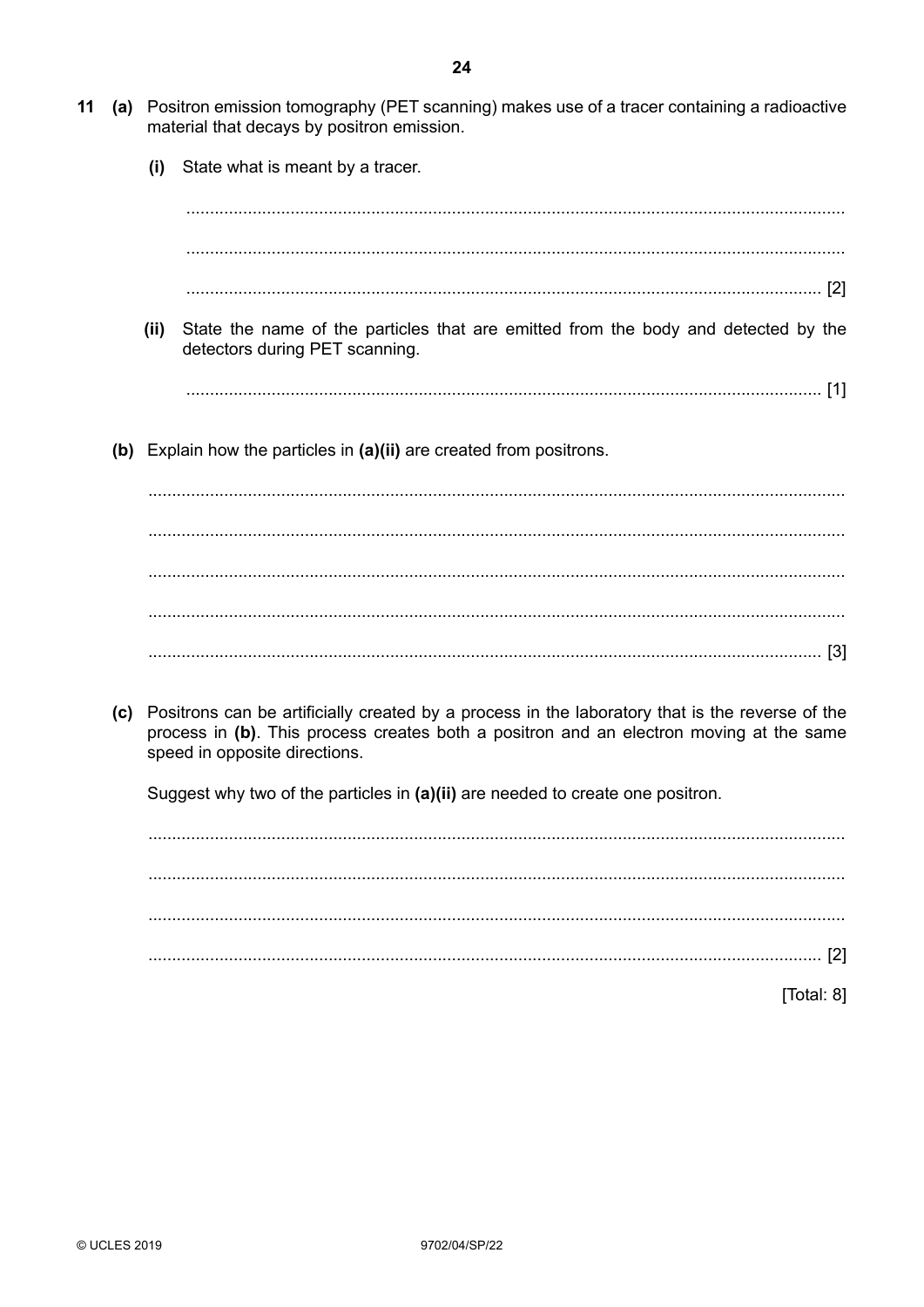**11** **(a)** Positron emission tomography (PET scanning) makes use of a tracer containing a radioactive material that decays by positron emission.

**(i)** State what is meant by a tracer.

..........................................................................................................................................

..........................................................................................................................................

..................................................................................................................................... [2]

**(ii)** State the name of the particles that are emitted from the body and detected by the detectors during PET scanning.

..................................................................................................................................... [1]

**(b)** Explain how the particles in **(a)(ii)** are created from positrons.

..........................................................................................................................................

..........................................................................................................................................

..........................................................................................................................................

..........................................................................................................................................

..................................................................................................................................... [3]

**(c)** Positrons can be artificially created by a process in the laboratory that is the reverse of the process in **(b)**. This process creates both a positron and an electron moving at the same speed in opposite directions.

Suggest why two of the particles in **(a)(ii)** are needed to create one positron.

..........................................................................................................................................

..........................................................................................................................................

..........................................................................................................................................

..................................................................................................................................... [2]

[Total: 8]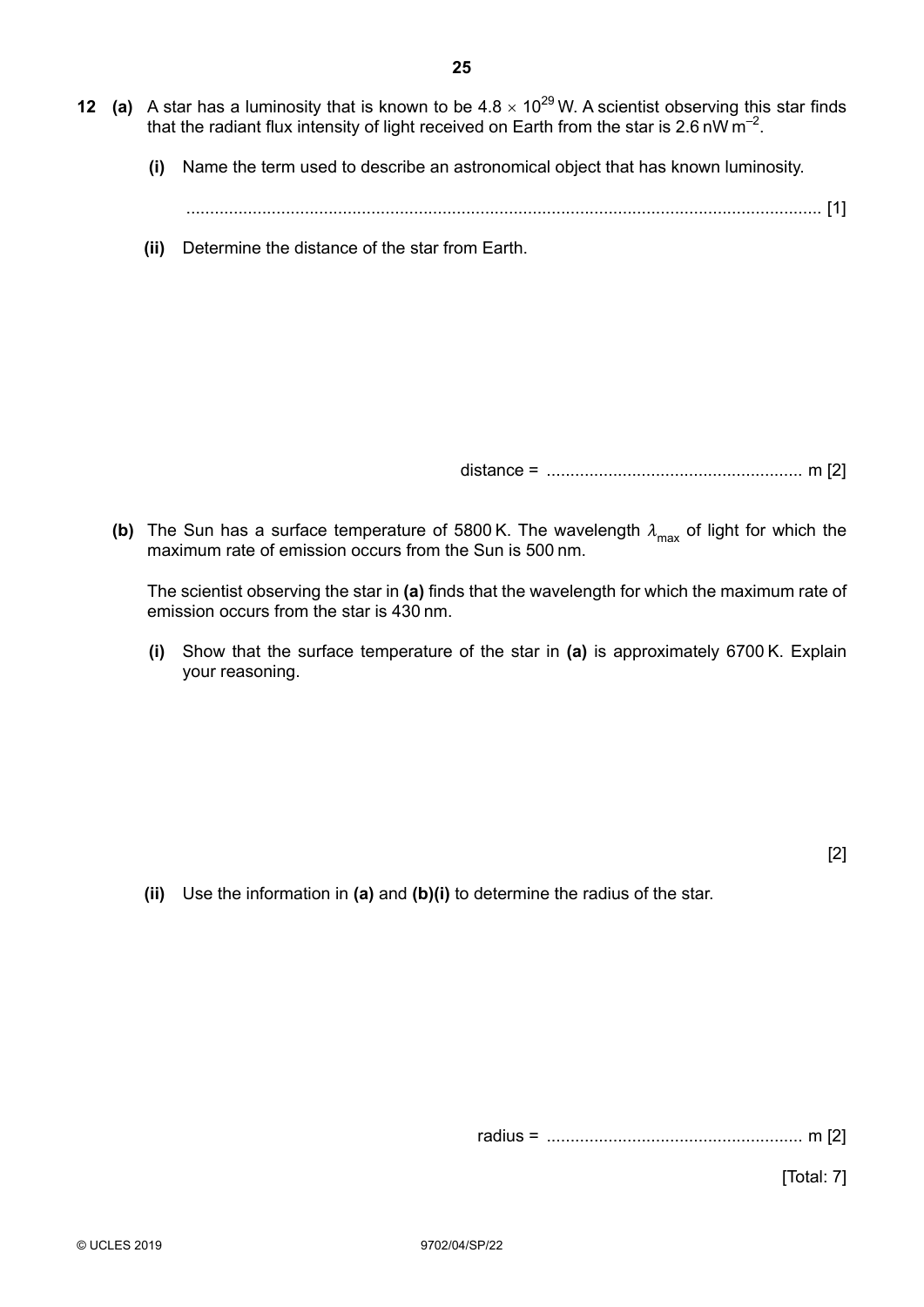**12** **(a)** A star has a luminosity that is known to be $4.8 \times 10^{29}$ W. A scientist observing this star finds that the radiant flux intensity of light received on Earth from the star is 2.6 nW m$^{-2}$.

**(i)** Name the term used to describe an astronomical object that has known luminosity.

...................................................................................................................................... [1]

**(ii)** Determine the distance of the star from Earth.

distance = ..................................................... m [2]

**(b)** The Sun has a surface temperature of 5800 K. The wavelength $\lambda_{max}$ of light for which the maximum rate of emission occurs from the Sun is 500 nm.

The scientist observing the star in **(a)** finds that the wavelength for which the maximum rate of emission occurs from the star is 430 nm.

**(i)** Show that the surface temperature of the star in **(a)** is approximately 6700 K. Explain your reasoning.

[2]

**(ii)** Use the information in **(a)** and **(b)(i)** to determine the radius of the star.

radius = ..................................................... m [2]

[Total: 7]

© UCLES 2019 9702/04/SP/22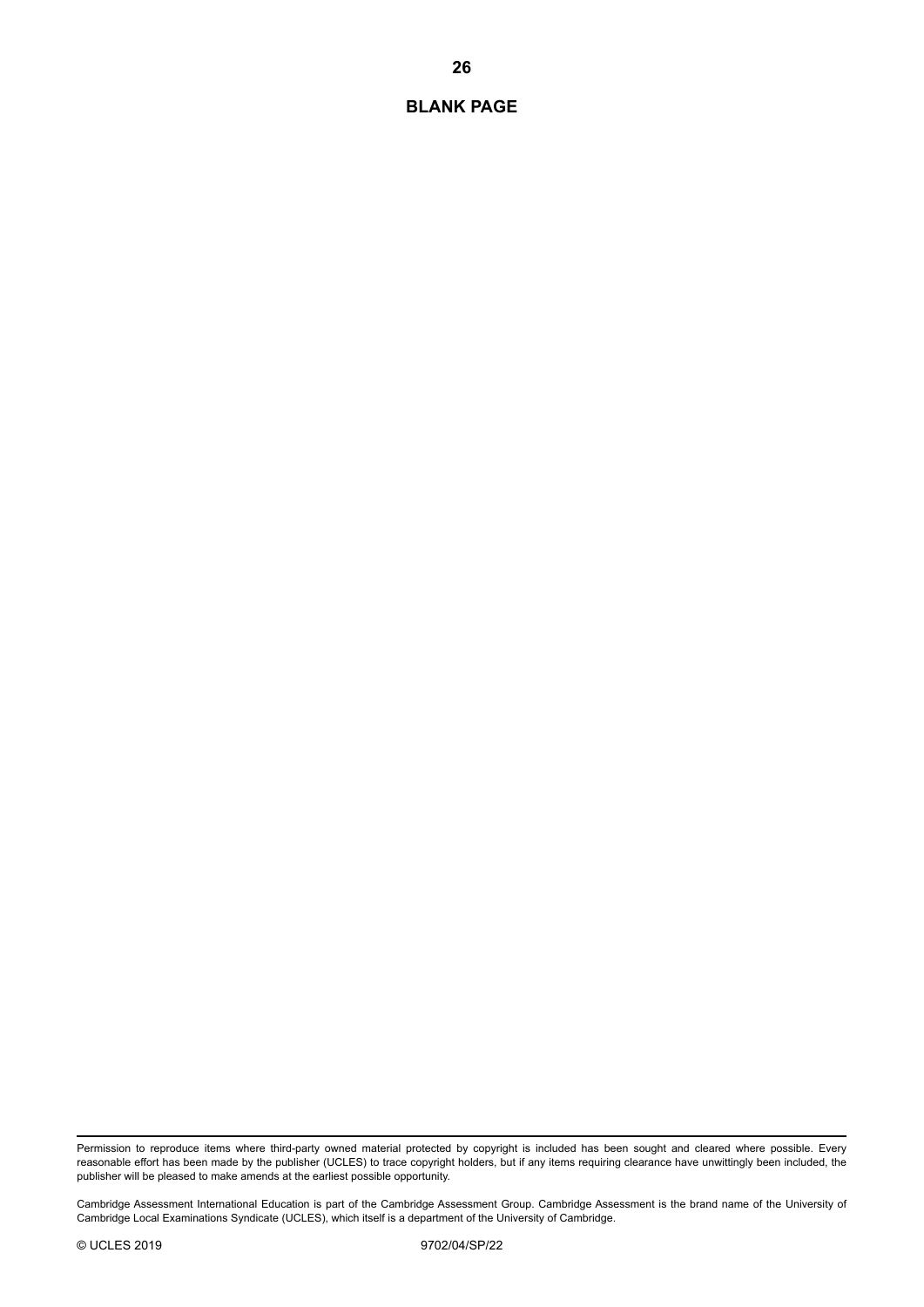**BLANK PAGE**

Permission to reproduce items where third-party owned material protected by copyright is included has been sought and cleared where possible. Every reasonable effort has been made by the publisher (UCLES) to trace copyright holders, but if any items requiring clearance have unwittingly been included, the publisher will be pleased to make amends at the earliest possible opportunity.

Cambridge Assessment International Education is part of the Cambridge Assessment Group. Cambridge Assessment is the brand name of the University of Cambridge Local Examinations Syndicate (UCLES), which itself is a department of the University of Cambridge.